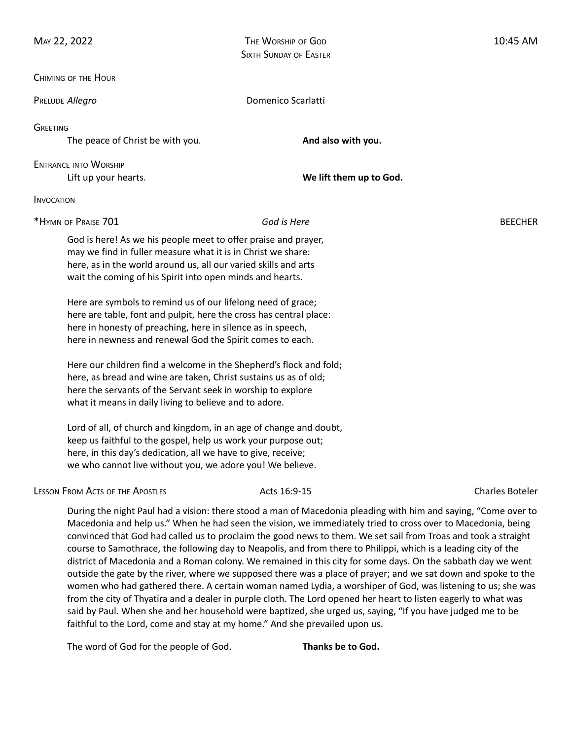May 22, 2022 | The Worship of God | 10:45 AM

Sixth Sunday of Easter

Chiming of the Hour

Prelude *Allegro* — Domenico Scarlatti

Greeting

The peace of Christ be with you. **And also with you.**

Entrance into Worship

Lift up your hearts. **We lift them up to God.**

Invocation

*Hymn of Praise 701 — *God is Here* — BEECHER

God is here! As we his people meet to offer praise and prayer,
may we find in fuller measure what it is in Christ we share:
here, as in the world around us, all our varied skills and arts
wait the coming of his Spirit into open minds and hearts.

Here are symbols to remind us of our lifelong need of grace;
here are table, font and pulpit, here the cross has central place:
here in honesty of preaching, here in silence as in speech,
here in newness and renewal God the Spirit comes to each.

Here our children find a welcome in the Shepherd's flock and fold;
here, as bread and wine are taken, Christ sustains us as of old;
here the servants of the Servant seek in worship to explore
what it means in daily living to believe and to adore.

Lord of all, of church and kingdom, in an age of change and doubt,
keep us faithful to the gospel, help us work your purpose out;
here, in this day's dedication, all we have to give, receive;
we who cannot live without you, we adore you! We believe.

Lesson From Acts of the Apostles — Acts 16:9-15 — Charles Boteler

During the night Paul had a vision: there stood a man of Macedonia pleading with him and saying, "Come over to Macedonia and help us." When he had seen the vision, we immediately tried to cross over to Macedonia, being convinced that God had called us to proclaim the good news to them. We set sail from Troas and took a straight course to Samothrace, the following day to Neapolis, and from there to Philippi, which is a leading city of the district of Macedonia and a Roman colony. We remained in this city for some days. On the sabbath day we went outside the gate by the river, where we supposed there was a place of prayer; and we sat down and spoke to the women who had gathered there. A certain woman named Lydia, a worshiper of God, was listening to us; she was from the city of Thyatira and a dealer in purple cloth. The Lord opened her heart to listen eagerly to what was said by Paul. When she and her household were baptized, she urged us, saying, "If you have judged me to be faithful to the Lord, come and stay at my home." And she prevailed upon us.

The word of God for the people of God. **Thanks be to God.**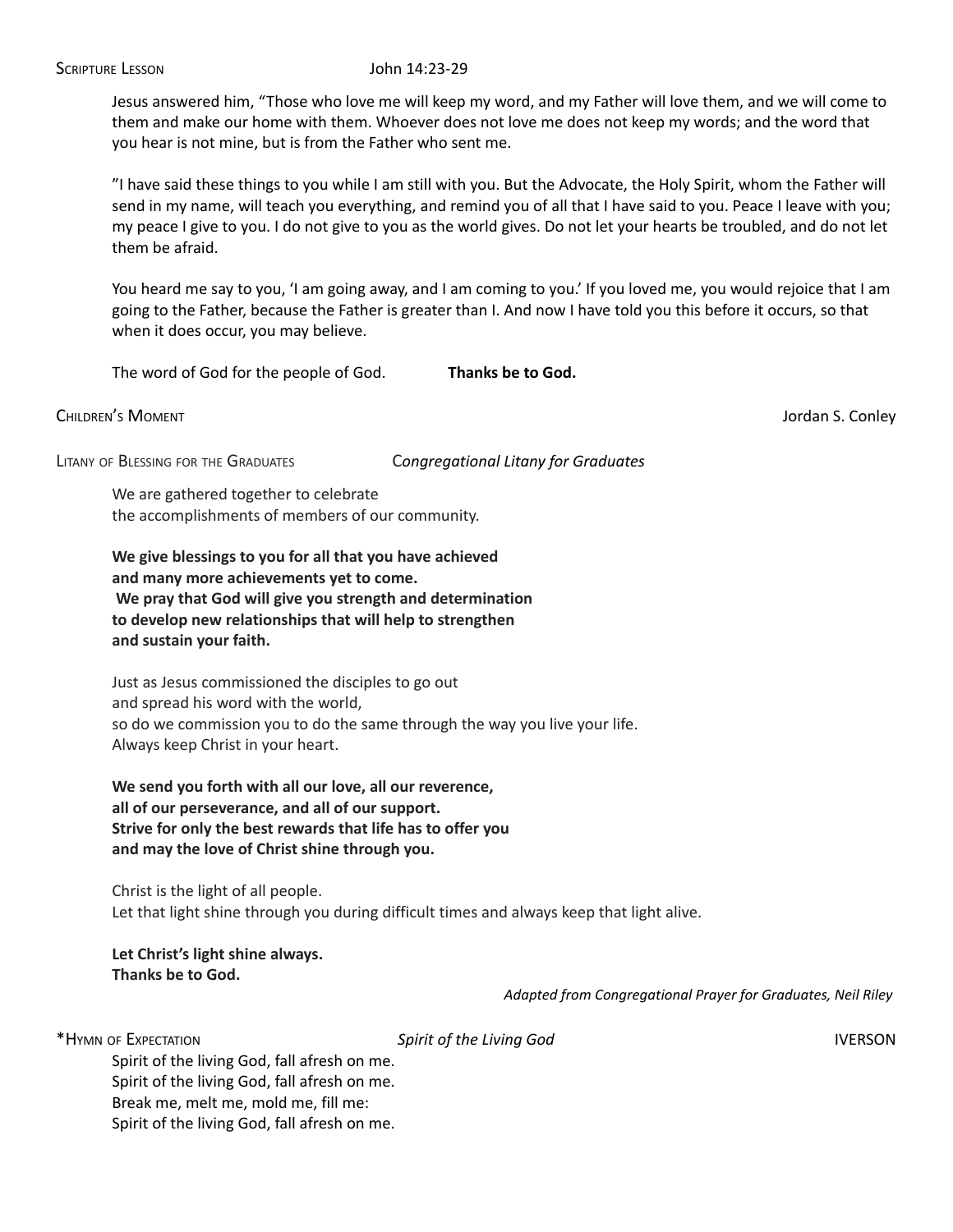Scripture Lesson — John 14:23-29

Jesus answered him, "Those who love me will keep my word, and my Father will love them, and we will come to them and make our home with them. Whoever does not love me does not keep my words; and the word that you hear is not mine, but is from the Father who sent me.

"I have said these things to you while I am still with you. But the Advocate, the Holy Spirit, whom the Father will send in my name, will teach you everything, and remind you of all that I have said to you. Peace I leave with you; my peace I give to you. I do not give to you as the world gives. Do not let your hearts be troubled, and do not let them be afraid.

You heard me say to you, 'I am going away, and I am coming to you.' If you loved me, you would rejoice that I am going to the Father, because the Father is greater than I. And now I have told you this before it occurs, so that when it does occur, you may believe.

The word of God for the people of God. **Thanks be to God.**

Children's Moment — Jordan S. Conley

Litany of Blessing for the Graduates — *Congregational Litany for Graduates*

We are gathered together to celebrate
the accomplishments of members of our community.

**We give blessings to you for all that you have achieved**
**and many more achievements yet to come.**
**We pray that God will give you strength and determination**
**to develop new relationships that will help to strengthen**
**and sustain your faith.**

Just as Jesus commissioned the disciples to go out
and spread his word with the world,
so do we commission you to do the same through the way you live your life.
Always keep Christ in your heart.

**We send you forth with all our love, all our reverence,**
**all of our perseverance, and all of our support.**
**Strive for only the best rewards that life has to offer you**
**and may the love of Christ shine through you.**

Christ is the light of all people.
Let that light shine through you during difficult times and always keep that light alive.

**Let Christ's light shine always.**
**Thanks be to God.**

*Adapted from Congregational Prayer for Graduates, Neil Riley*

*Hymn of Expectation — *Spirit of the Living God* — IVERSON

Spirit of the living God, fall afresh on me.
Spirit of the living God, fall afresh on me.
Break me, melt me, mold me, fill me:
Spirit of the living God, fall afresh on me.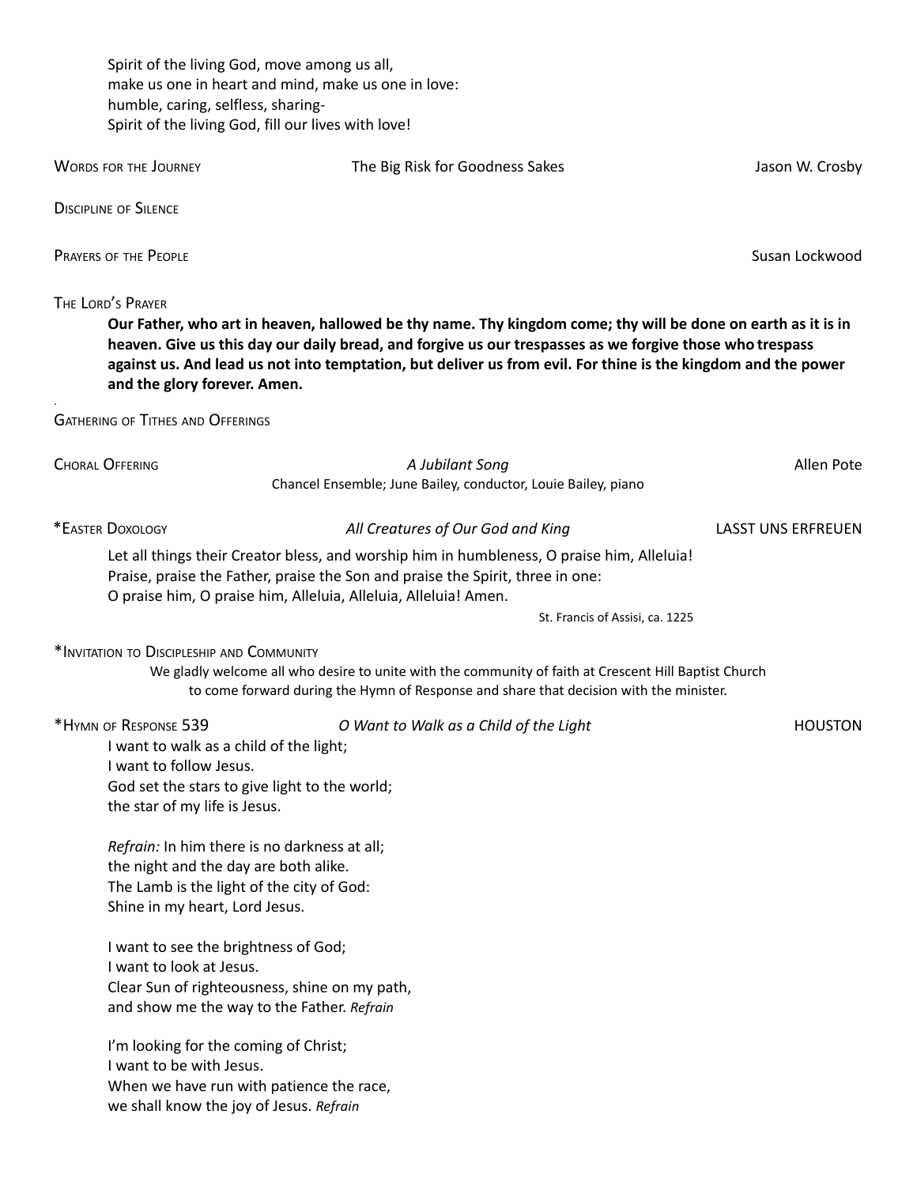Spirit of the living God, move among us all,
make us one in heart and mind, make us one in love:
humble, caring, selfless, sharing-
Spirit of the living God, fill our lives with love!

WORDS FOR THE JOURNEY — The Big Risk for Goodness Sakes — Jason W. Crosby

DISCIPLINE OF SILENCE

PRAYERS OF THE PEOPLE — Susan Lockwood

THE LORD'S PRAYER

**Our Father, who art in heaven, hallowed be thy name. Thy kingdom come; thy will be done on earth as it is in heaven. Give us this day our daily bread, and forgive us our trespasses as we forgive those who trespass against us. And lead us not into temptation, but deliver us from evil. For thine is the kingdom and the power and the glory forever. Amen.**

.

GATHERING OF TITHES AND OFFERINGS

CHORAL OFFERING — *A Jubilant Song* — Allen Pote

Chancel Ensemble; June Bailey, conductor, Louie Bailey, piano

*EASTER DOXOLOGY — *All Creatures of Our God and King* — LASST UNS ERFREUEN

Let all things their Creator bless, and worship him in humbleness, O praise him, Alleluia!
Praise, praise the Father, praise the Son and praise the Spirit, three in one:
O praise him, O praise him, Alleluia, Alleluia, Alleluia! Amen.

St. Francis of Assisi, ca. 1225

*INVITATION TO DISCIPLESHIP AND COMMUNITY

We gladly welcome all who desire to unite with the community of faith at Crescent Hill Baptist Church to come forward during the Hymn of Response and share that decision with the minister.

*HYMN OF RESPONSE 539 — *O Want to Walk as a Child of the Light* — HOUSTON

I want to walk as a child of the light;
I want to follow Jesus.
God set the stars to give light to the world;
the star of my life is Jesus.

*Refrain:* In him there is no darkness at all;
the night and the day are both alike.
The Lamb is the light of the city of God:
Shine in my heart, Lord Jesus.

I want to see the brightness of God;
I want to look at Jesus.
Clear Sun of righteousness, shine on my path,
and show me the way to the Father. *Refrain*

I'm looking for the coming of Christ;
I want to be with Jesus.
When we have run with patience the race,
we shall know the joy of Jesus. *Refrain*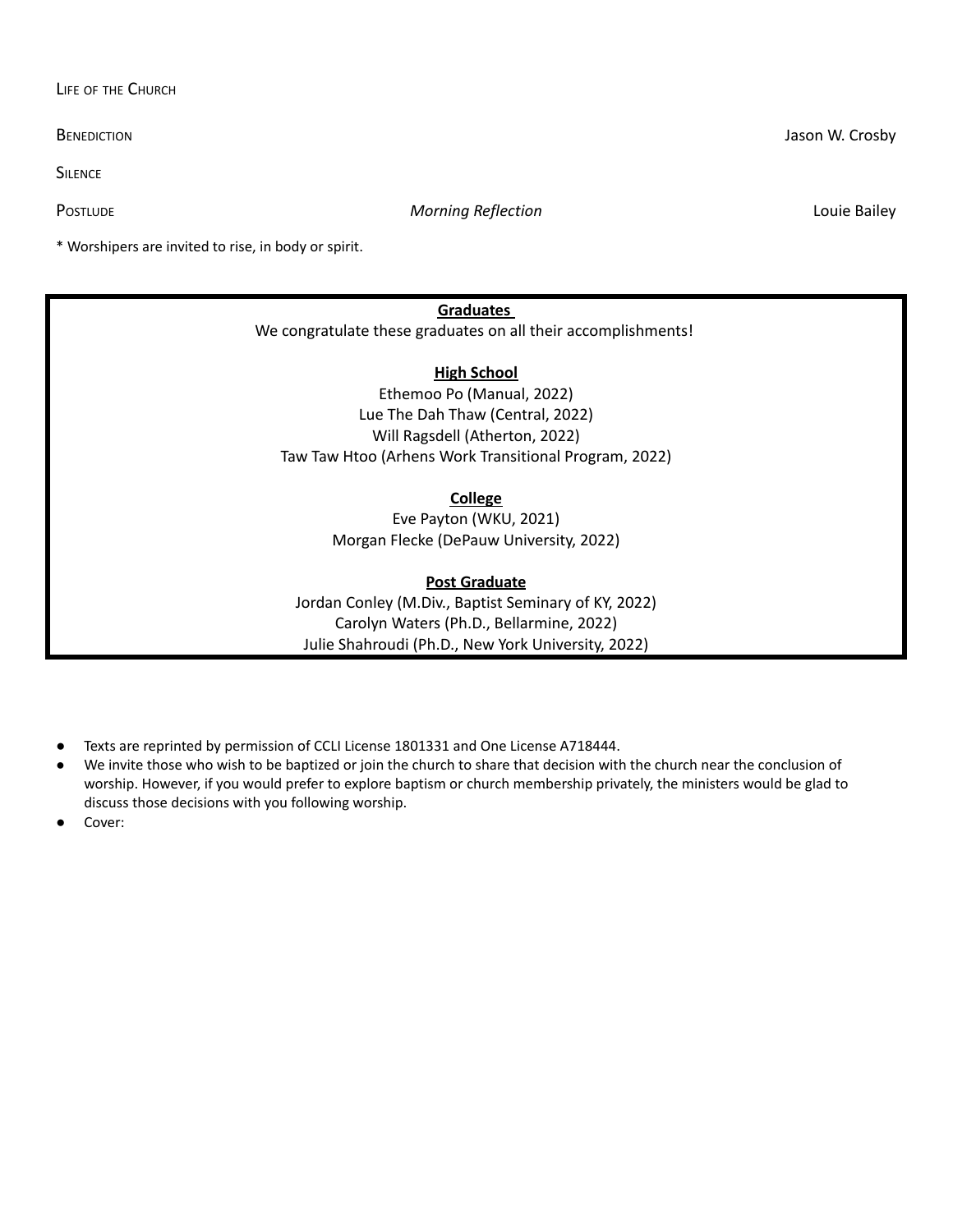LIFE OF THE CHURCH

BENEDICTION — Jason W. Crosby

SILENCE

POSTLUDE — *Morning Reflection* — Louie Bailey

* Worshipers are invited to rise, in body or spirit.

**Graduates**

We congratulate these graduates on all their accomplishments!

**High School**

Ethemoo Po (Manual, 2022)
Lue The Dah Thaw (Central, 2022)
Will Ragsdell (Atherton, 2022)
Taw Taw Htoo (Arhens Work Transitional Program, 2022)

**College**

Eve Payton (WKU, 2021)
Morgan Flecke (DePauw University, 2022)

**Post Graduate**

Jordan Conley (M.Div., Baptist Seminary of KY, 2022)
Carolyn Waters (Ph.D., Bellarmine, 2022)
Julie Shahroudi (Ph.D., New York University, 2022)

- Texts are reprinted by permission of CCLI License 1801331 and One License A718444.
- We invite those who wish to be baptized or join the church to share that decision with the church near the conclusion of worship. However, if you would prefer to explore baptism or church membership privately, the ministers would be glad to discuss those decisions with you following worship.
- Cover: